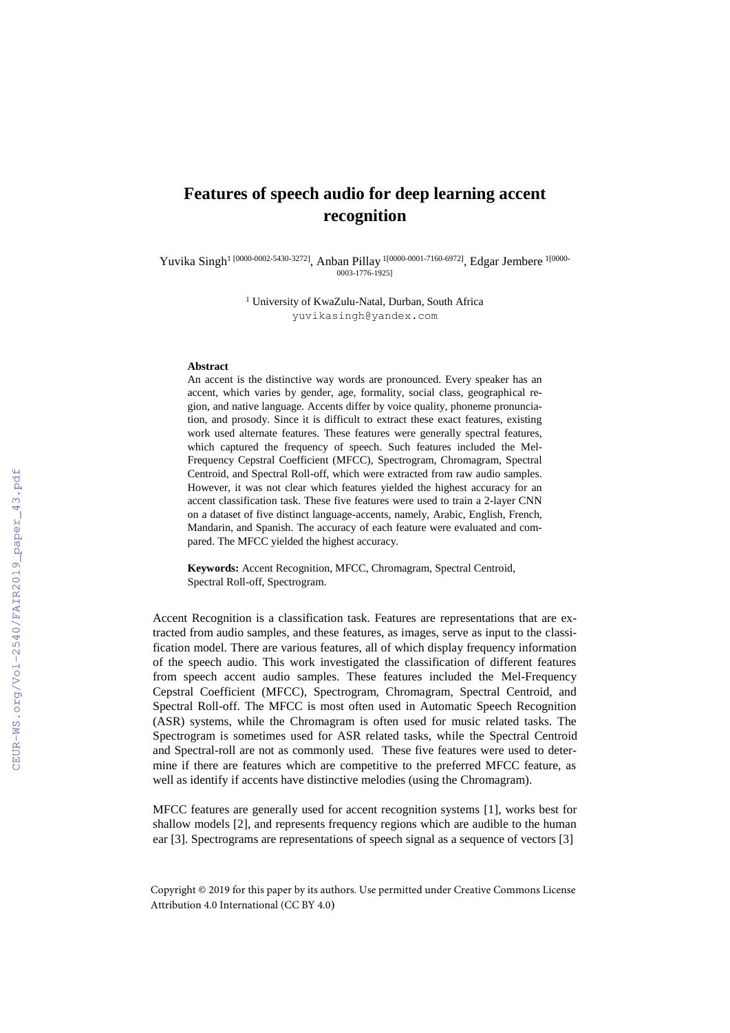# Features of speech audio for deep learning accent recognition

Yuvika Singh[1 [0000-0002-5430-3272]], Anban Pillay [1[0000-0001-7160-6972]], Edgar Jembere [1[0000-0003-1776-1925]]

[1] University of KwaZulu-Natal, Durban, South Africa
yuvikasingh@yandex.com

**Abstract**

An accent is the distinctive way words are pronounced. Every speaker has an accent, which varies by gender, age, formality, social class, geographical region, and native language. Accents differ by voice quality, phoneme pronunciation, and prosody. Since it is difficult to extract these exact features, existing work used alternate features. These features were generally spectral features, which captured the frequency of speech. Such features included the Mel-Frequency Cepstral Coefficient (MFCC), Spectrogram, Chromagram, Spectral Centroid, and Spectral Roll-off, which were extracted from raw audio samples. However, it was not clear which features yielded the highest accuracy for an accent classification task. These five features were used to train a 2-layer CNN on a dataset of five distinct language-accents, namely, Arabic, English, French, Mandarin, and Spanish. The accuracy of each feature were evaluated and compared. The MFCC yielded the highest accuracy.

**Keywords:** Accent Recognition, MFCC, Chromagram, Spectral Centroid, Spectral Roll-off, Spectrogram.

Accent Recognition is a classification task. Features are representations that are extracted from audio samples, and these features, as images, serve as input to the classification model. There are various features, all of which display frequency information of the speech audio. This work investigated the classification of different features from speech accent audio samples. These features included the Mel-Frequency Cepstral Coefficient (MFCC), Spectrogram, Chromagram, Spectral Centroid, and Spectral Roll-off. The MFCC is most often used in Automatic Speech Recognition (ASR) systems, while the Chromagram is often used for music related tasks. The Spectrogram is sometimes used for ASR related tasks, while the Spectral Centroid and Spectral-roll are not as commonly used. These five features were used to determine if there are features which are competitive to the preferred MFCC feature, as well as identify if accents have distinctive melodies (using the Chromagram).

MFCC features are generally used for accent recognition systems [1], works best for shallow models [2], and represents frequency regions which are audible to the human ear [3]. Spectrograms are representations of speech signal as a sequence of vectors [3]

Copyright © 2019 for this paper by its authors. Use permitted under Creative Commons License Attribution 4.0 International (CC BY 4.0)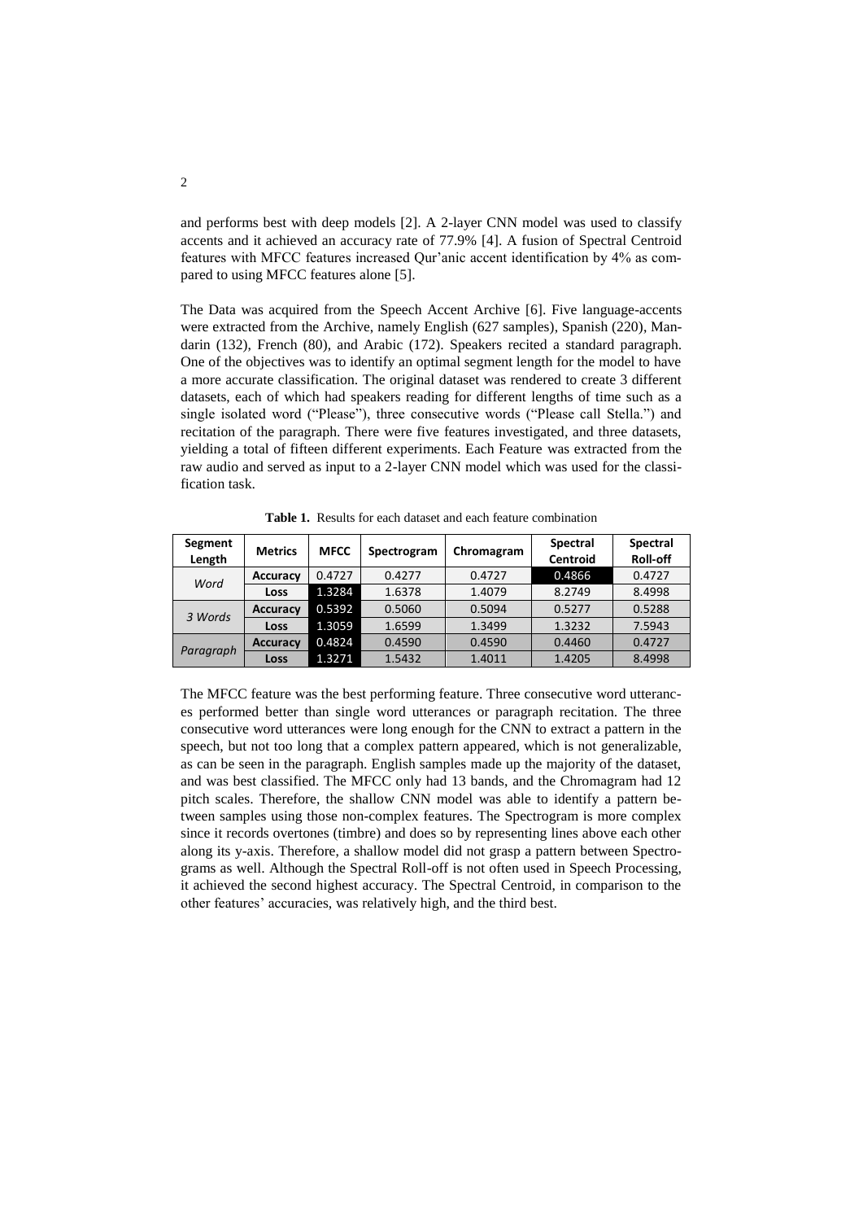and performs best with deep models [2]. A 2-layer CNN model was used to classify accents and it achieved an accuracy rate of 77.9% [4]. A fusion of Spectral Centroid features with MFCC features increased Qur'anic accent identification by 4% as compared to using MFCC features alone [5].

The Data was acquired from the Speech Accent Archive [6]. Five language-accents were extracted from the Archive, namely English (627 samples), Spanish (220), Mandarin (132), French (80), and Arabic (172). Speakers recited a standard paragraph. One of the objectives was to identify an optimal segment length for the model to have a more accurate classification. The original dataset was rendered to create 3 different datasets, each of which had speakers reading for different lengths of time such as a single isolated word ("Please"), three consecutive words ("Please call Stella.") and recitation of the paragraph. There were five features investigated, and three datasets, yielding a total of fifteen different experiments. Each Feature was extracted from the raw audio and served as input to a 2-layer CNN model which was used for the classification task.

**Table 1.** Results for each dataset and each feature combination

| Segment Length | Metrics | MFCC | Spectrogram | Chromagram | Spectral Centroid | Spectral Roll-off |
|---|---|---|---|---|---|---|
| *Word* | **Accuracy** | 0.4727 | 0.4277 | 0.4727 | 0.4866 | 0.4727 |
| | **Loss** | 1.3284 | 1.6378 | 1.4079 | 8.2749 | 8.4998 |
| *3 Words* | **Accuracy** | 0.5392 | 0.5060 | 0.5094 | 0.5277 | 0.5288 |
| | **Loss** | 1.3059 | 1.6599 | 1.3499 | 1.3232 | 7.5943 |
| *Paragraph* | **Accuracy** | 0.4824 | 0.4590 | 0.4590 | 0.4460 | 0.4727 |
| | **Loss** | 1.3271 | 1.5432 | 1.4011 | 1.4205 | 8.4998 |

The MFCC feature was the best performing feature. Three consecutive word utterances performed better than single word utterances or paragraph recitation. The three consecutive word utterances were long enough for the CNN to extract a pattern in the speech, but not too long that a complex pattern appeared, which is not generalizable, as can be seen in the paragraph. English samples made up the majority of the dataset, and was best classified. The MFCC only had 13 bands, and the Chromagram had 12 pitch scales. Therefore, the shallow CNN model was able to identify a pattern between samples using those non-complex features. The Spectrogram is more complex since it records overtones (timbre) and does so by representing lines above each other along its y-axis. Therefore, a shallow model did not grasp a pattern between Spectrograms as well. Although the Spectral Roll-off is not often used in Speech Processing, it achieved the second highest accuracy. The Spectral Centroid, in comparison to the other features' accuracies, was relatively high, and the third best.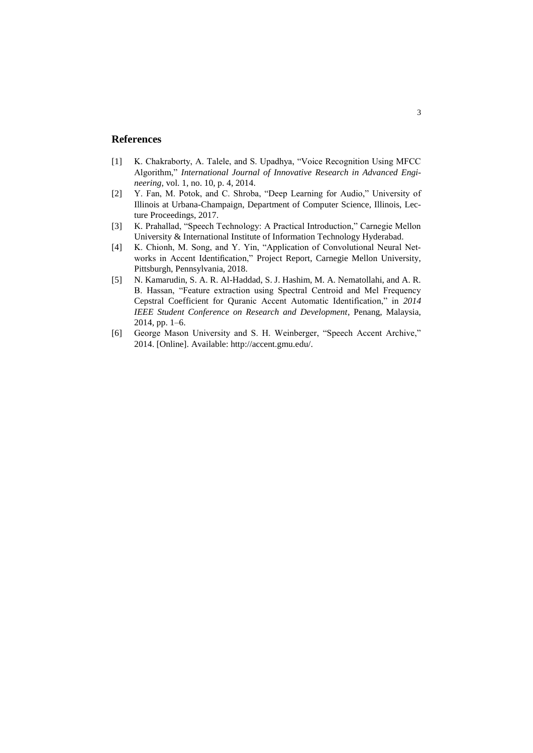## References

[1] K. Chakraborty, A. Talele, and S. Upadhya, "Voice Recognition Using MFCC Algorithm," *International Journal of Innovative Research in Advanced Engineering*, vol. 1, no. 10, p. 4, 2014.

[2] Y. Fan, M. Potok, and C. Shroba, "Deep Learning for Audio," University of Illinois at Urbana-Champaign, Department of Computer Science, Illinois, Lecture Proceedings, 2017.

[3] K. Prahallad, "Speech Technology: A Practical Introduction," Carnegie Mellon University & International Institute of Information Technology Hyderabad.

[4] K. Chionh, M. Song, and Y. Yin, "Application of Convolutional Neural Networks in Accent Identification," Project Report, Carnegie Mellon University, Pittsburgh, Pennsylvania, 2018.

[5] N. Kamarudin, S. A. R. Al-Haddad, S. J. Hashim, M. A. Nematollahi, and A. R. B. Hassan, "Feature extraction using Spectral Centroid and Mel Frequency Cepstral Coefficient for Quranic Accent Automatic Identification," in *2014 IEEE Student Conference on Research and Development*, Penang, Malaysia, 2014, pp. 1–6.

[6] George Mason University and S. H. Weinberger, "Speech Accent Archive," 2014. [Online]. Available: http://accent.gmu.edu/.